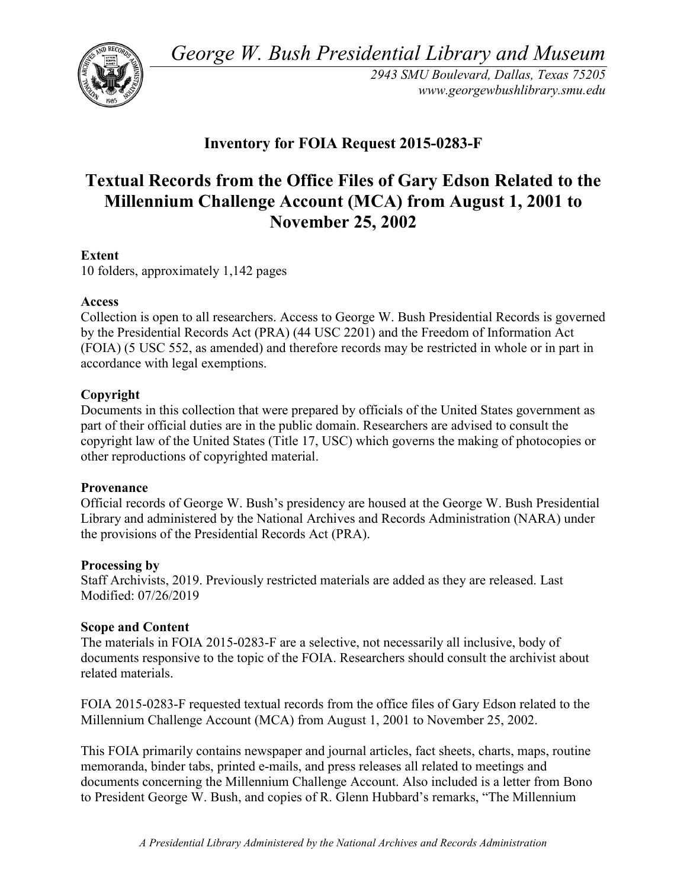*George W. Bush Presidential Library and Museum*

*2943 SMU Boulevard, Dallas, Texas 75205*
*www.georgewbushlibrary.smu.edu*

## Inventory for FOIA Request 2015-0283-F

# Textual Records from the Office Files of Gary Edson Related to the Millennium Challenge Account (MCA) from August 1, 2001 to November 25, 2002

**Extent**
10 folders, approximately 1,142 pages

**Access**
Collection is open to all researchers. Access to George W. Bush Presidential Records is governed by the Presidential Records Act (PRA) (44 USC 2201) and the Freedom of Information Act (FOIA) (5 USC 552, as amended) and therefore records may be restricted in whole or in part in accordance with legal exemptions.

**Copyright**
Documents in this collection that were prepared by officials of the United States government as part of their official duties are in the public domain. Researchers are advised to consult the copyright law of the United States (Title 17, USC) which governs the making of photocopies or other reproductions of copyrighted material.

**Provenance**
Official records of George W. Bush's presidency are housed at the George W. Bush Presidential Library and administered by the National Archives and Records Administration (NARA) under the provisions of the Presidential Records Act (PRA).

**Processing by**
Staff Archivists, 2019. Previously restricted materials are added as they are released. Last Modified: 07/26/2019

**Scope and Content**
The materials in FOIA 2015-0283-F are a selective, not necessarily all inclusive, body of documents responsive to the topic of the FOIA. Researchers should consult the archivist about related materials.

FOIA 2015-0283-F requested textual records from the office files of Gary Edson related to the Millennium Challenge Account (MCA) from August 1, 2001 to November 25, 2002.

This FOIA primarily contains newspaper and journal articles, fact sheets, charts, maps, routine memoranda, binder tabs, printed e-mails, and press releases all related to meetings and documents concerning the Millennium Challenge Account. Also included is a letter from Bono to President George W. Bush, and copies of R. Glenn Hubbard's remarks, "The Millennium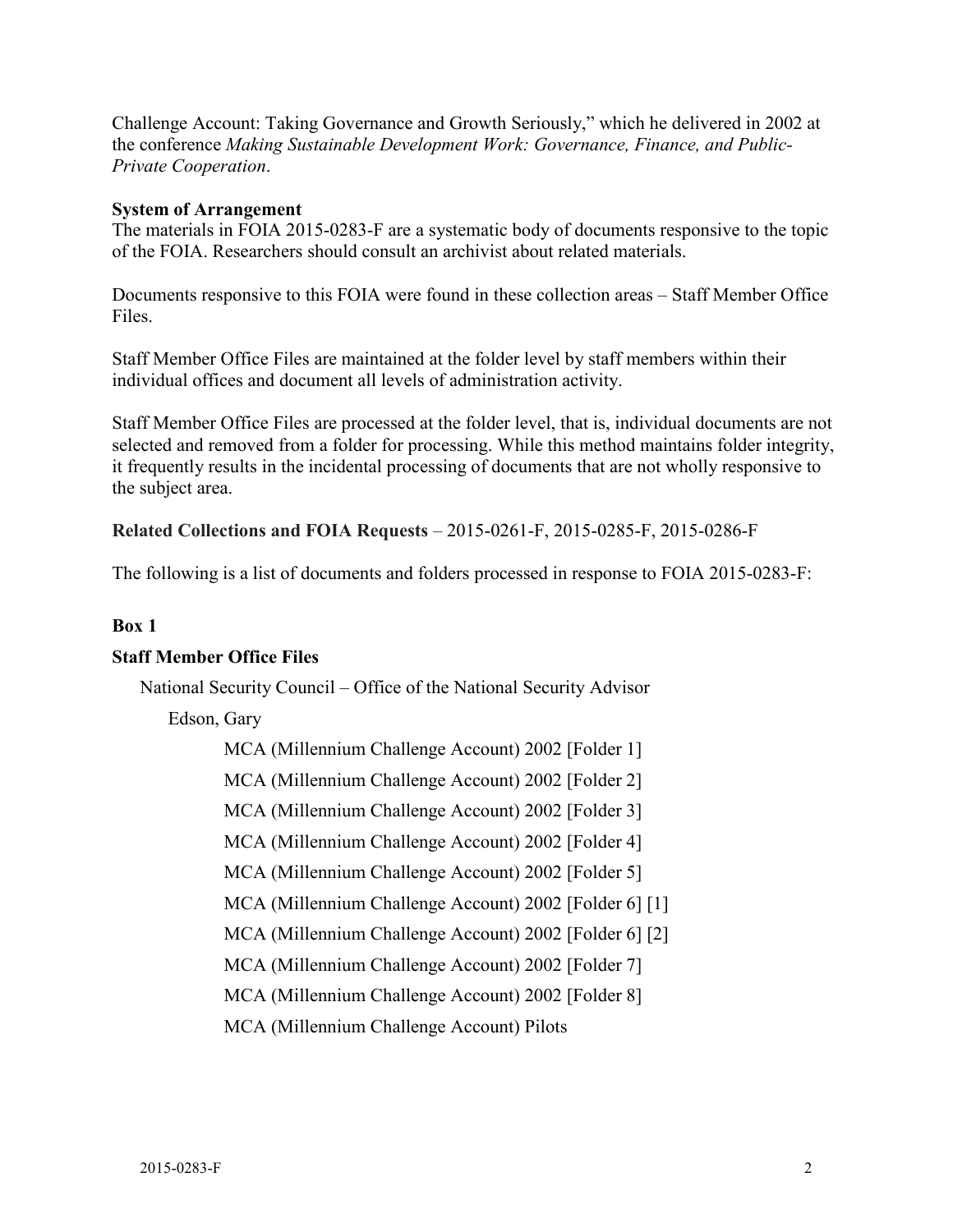Challenge Account: Taking Governance and Growth Seriously," which he delivered in 2002 at the conference *Making Sustainable Development Work: Governance, Finance, and Public-Private Cooperation*.

**System of Arrangement**
The materials in FOIA 2015-0283-F are a systematic body of documents responsive to the topic of the FOIA. Researchers should consult an archivist about related materials.

Documents responsive to this FOIA were found in these collection areas – Staff Member Office Files.

Staff Member Office Files are maintained at the folder level by staff members within their individual offices and document all levels of administration activity.

Staff Member Office Files are processed at the folder level, that is, individual documents are not selected and removed from a folder for processing. While this method maintains folder integrity, it frequently results in the incidental processing of documents that are not wholly responsive to the subject area.

**Related Collections and FOIA Requests** – 2015-0261-F, 2015-0285-F, 2015-0286-F

The following is a list of documents and folders processed in response to FOIA 2015-0283-F:

**Box 1**

**Staff Member Office Files**

National Security Council – Office of the National Security Advisor

Edson, Gary

MCA (Millennium Challenge Account) 2002 [Folder 1]

MCA (Millennium Challenge Account) 2002 [Folder 2]

MCA (Millennium Challenge Account) 2002 [Folder 3]

MCA (Millennium Challenge Account) 2002 [Folder 4]

MCA (Millennium Challenge Account) 2002 [Folder 5]

MCA (Millennium Challenge Account) 2002 [Folder 6] [1]

MCA (Millennium Challenge Account) 2002 [Folder 6] [2]

MCA (Millennium Challenge Account) 2002 [Folder 7]

MCA (Millennium Challenge Account) 2002 [Folder 8]

MCA (Millennium Challenge Account) Pilots